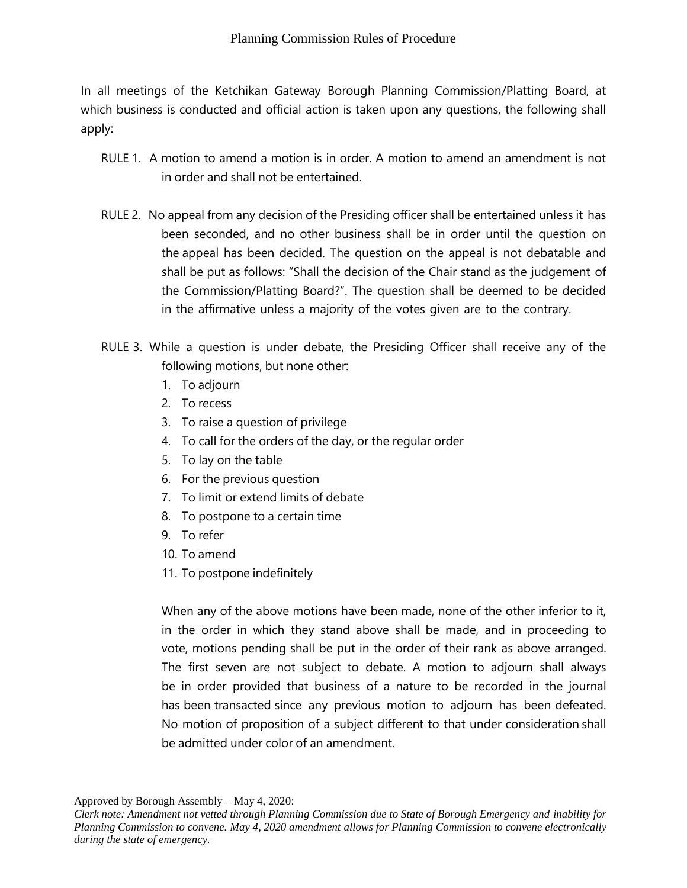# Planning Commission Rules of Procedure

In all meetings of the Ketchikan Gateway Borough Planning Commission/Platting Board, at which business is conducted and official action is taken upon any questions, the following shall apply:

RULE 1. A motion to amend a motion is in order. A motion to amend an amendment is not in order and shall not be entertained.

RULE 2. No appeal from any decision of the Presiding officer shall be entertained unless it has been seconded, and no other business shall be in order until the question on the appeal has been decided. The question on the appeal is not debatable and shall be put as follows: "Shall the decision of the Chair stand as the judgement of the Commission/Platting Board?". The question shall be deemed to be decided in the affirmative unless a majority of the votes given are to the contrary.

RULE 3. While a question is under debate, the Presiding Officer shall receive any of the following motions, but none other:

1. To adjourn
2. To recess
3. To raise a question of privilege
4. To call for the orders of the day, or the regular order
5. To lay on the table
6. For the previous question
7. To limit or extend limits of debate
8. To postpone to a certain time
9. To refer
10. To amend
11. To postpone indefinitely

When any of the above motions have been made, none of the other inferior to it, in the order in which they stand above shall be made, and in proceeding to vote, motions pending shall be put in the order of their rank as above arranged. The first seven are not subject to debate. A motion to adjourn shall always be in order provided that business of a nature to be recorded in the journal has been transacted since any previous motion to adjourn has been defeated. No motion of proposition of a subject different to that under consideration shall be admitted under color of an amendment.

Approved by Borough Assembly – May 4, 2020:
*Clerk note: Amendment not vetted through Planning Commission due to State of Borough Emergency and inability for Planning Commission to convene. May 4, 2020 amendment allows for Planning Commission to convene electronically during the state of emergency.*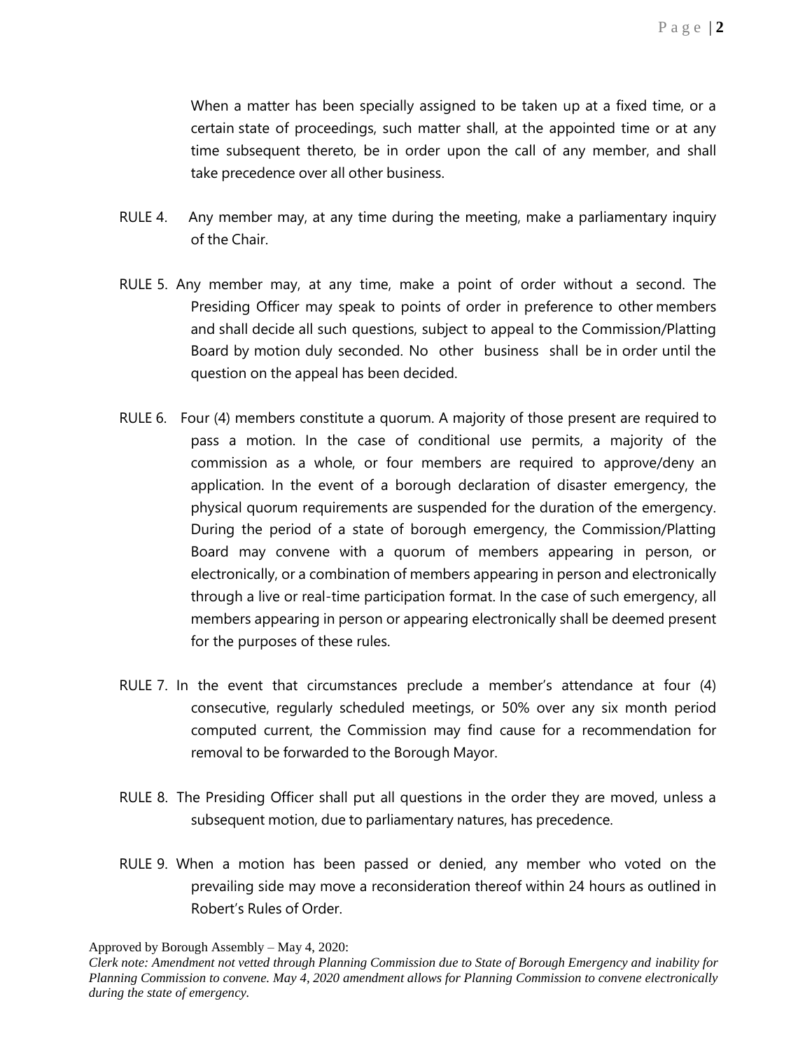When a matter has been specially assigned to be taken up at a fixed time, or a certain state of proceedings, such matter shall, at the appointed time or at any time subsequent thereto, be in order upon the call of any member, and shall take precedence over all other business.

RULE 4. Any member may, at any time during the meeting, make a parliamentary inquiry of the Chair.

RULE 5. Any member may, at any time, make a point of order without a second. The Presiding Officer may speak to points of order in preference to other members and shall decide all such questions, subject to appeal to the Commission/Platting Board by motion duly seconded. No other business shall be in order until the question on the appeal has been decided.

RULE 6. Four (4) members constitute a quorum. A majority of those present are required to pass a motion. In the case of conditional use permits, a majority of the commission as a whole, or four members are required to approve/deny an application. In the event of a borough declaration of disaster emergency, the physical quorum requirements are suspended for the duration of the emergency. During the period of a state of borough emergency, the Commission/Platting Board may convene with a quorum of members appearing in person, or electronically, or a combination of members appearing in person and electronically through a live or real-time participation format. In the case of such emergency, all members appearing in person or appearing electronically shall be deemed present for the purposes of these rules.

RULE 7. In the event that circumstances preclude a member's attendance at four (4) consecutive, regularly scheduled meetings, or 50% over any six month period computed current, the Commission may find cause for a recommendation for removal to be forwarded to the Borough Mayor.

RULE 8. The Presiding Officer shall put all questions in the order they are moved, unless a subsequent motion, due to parliamentary natures, has precedence.

RULE 9. When a motion has been passed or denied, any member who voted on the prevailing side may move a reconsideration thereof within 24 hours as outlined in Robert's Rules of Order.

Approved by Borough Assembly – May 4, 2020:
*Clerk note: Amendment not vetted through Planning Commission due to State of Borough Emergency and inability for Planning Commission to convene. May 4, 2020 amendment allows for Planning Commission to convene electronically during the state of emergency.*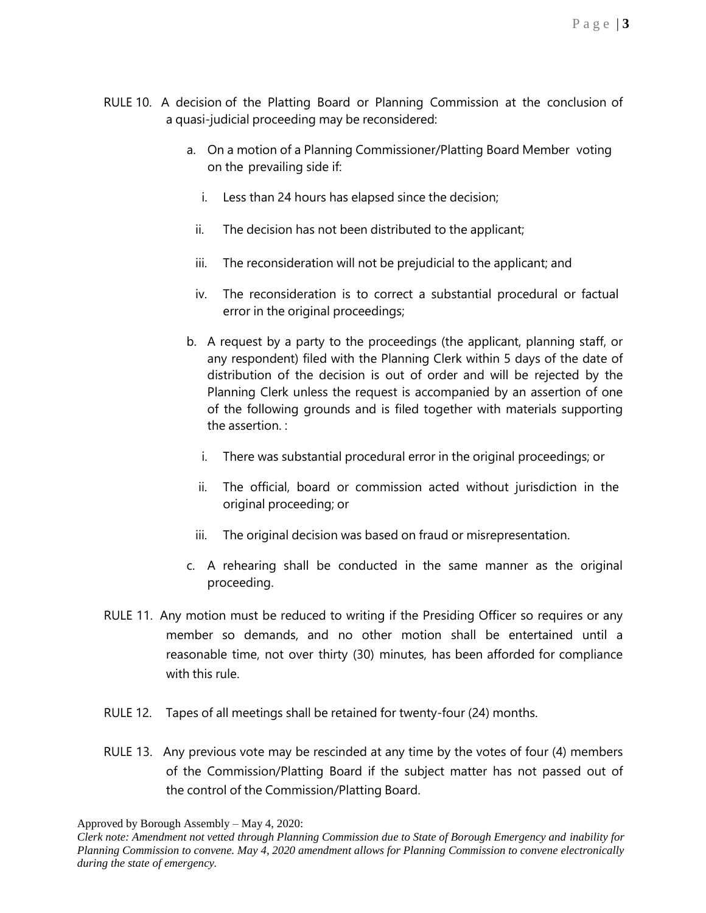RULE 10. A decision of the Platting Board or Planning Commission at the conclusion of a quasi-judicial proceeding may be reconsidered:

a. On a motion of a Planning Commissioner/Platting Board Member voting on the prevailing side if:

   i. Less than 24 hours has elapsed since the decision;

   ii. The decision has not been distributed to the applicant;

   iii. The reconsideration will not be prejudicial to the applicant; and

   iv. The reconsideration is to correct a substantial procedural or factual error in the original proceedings;

b. A request by a party to the proceedings (the applicant, planning staff, or any respondent) filed with the Planning Clerk within 5 days of the date of distribution of the decision is out of order and will be rejected by the Planning Clerk unless the request is accompanied by an assertion of one of the following grounds and is filed together with materials supporting the assertion. :

   i. There was substantial procedural error in the original proceedings; or

   ii. The official, board or commission acted without jurisdiction in the original proceeding; or

   iii. The original decision was based on fraud or misrepresentation.

c. A rehearing shall be conducted in the same manner as the original proceeding.

RULE 11. Any motion must be reduced to writing if the Presiding Officer so requires or any member so demands, and no other motion shall be entertained until a reasonable time, not over thirty (30) minutes, has been afforded for compliance with this rule.

RULE 12. Tapes of all meetings shall be retained for twenty-four (24) months.

RULE 13. Any previous vote may be rescinded at any time by the votes of four (4) members of the Commission/Platting Board if the subject matter has not passed out of the control of the Commission/Platting Board.

Approved by Borough Assembly – May 4, 2020:
*Clerk note: Amendment not vetted through Planning Commission due to State of Borough Emergency and inability for Planning Commission to convene. May 4, 2020 amendment allows for Planning Commission to convene electronically during the state of emergency.*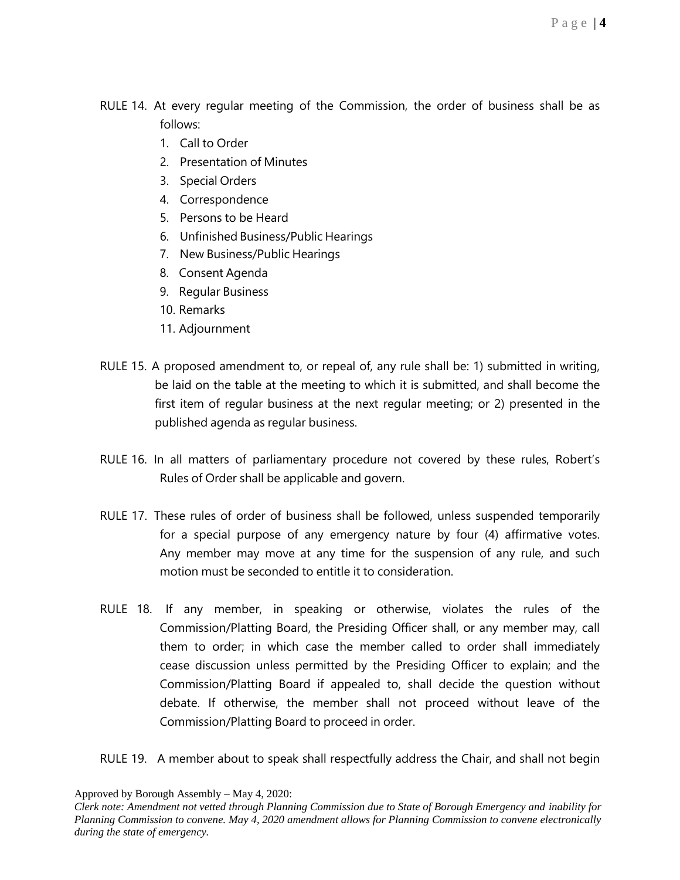RULE 14. At every regular meeting of the Commission, the order of business shall be as follows:

1. Call to Order
2. Presentation of Minutes
3. Special Orders
4. Correspondence
5. Persons to be Heard
6. Unfinished Business/Public Hearings
7. New Business/Public Hearings
8. Consent Agenda
9. Regular Business
10. Remarks
11. Adjournment

RULE 15. A proposed amendment to, or repeal of, any rule shall be: 1) submitted in writing, be laid on the table at the meeting to which it is submitted, and shall become the first item of regular business at the next regular meeting; or 2) presented in the published agenda as regular business.

RULE 16. In all matters of parliamentary procedure not covered by these rules, Robert's Rules of Order shall be applicable and govern.

RULE 17. These rules of order of business shall be followed, unless suspended temporarily for a special purpose of any emergency nature by four (4) affirmative votes. Any member may move at any time for the suspension of any rule, and such motion must be seconded to entitle it to consideration.

RULE 18. If any member, in speaking or otherwise, violates the rules of the Commission/Platting Board, the Presiding Officer shall, or any member may, call them to order; in which case the member called to order shall immediately cease discussion unless permitted by the Presiding Officer to explain; and the Commission/Platting Board if appealed to, shall decide the question without debate. If otherwise, the member shall not proceed without leave of the Commission/Platting Board to proceed in order.

RULE 19. A member about to speak shall respectfully address the Chair, and shall not begin

Approved by Borough Assembly – May 4, 2020:

*Clerk note: Amendment not vetted through Planning Commission due to State of Borough Emergency and inability for Planning Commission to convene. May 4, 2020 amendment allows for Planning Commission to convene electronically during the state of emergency.*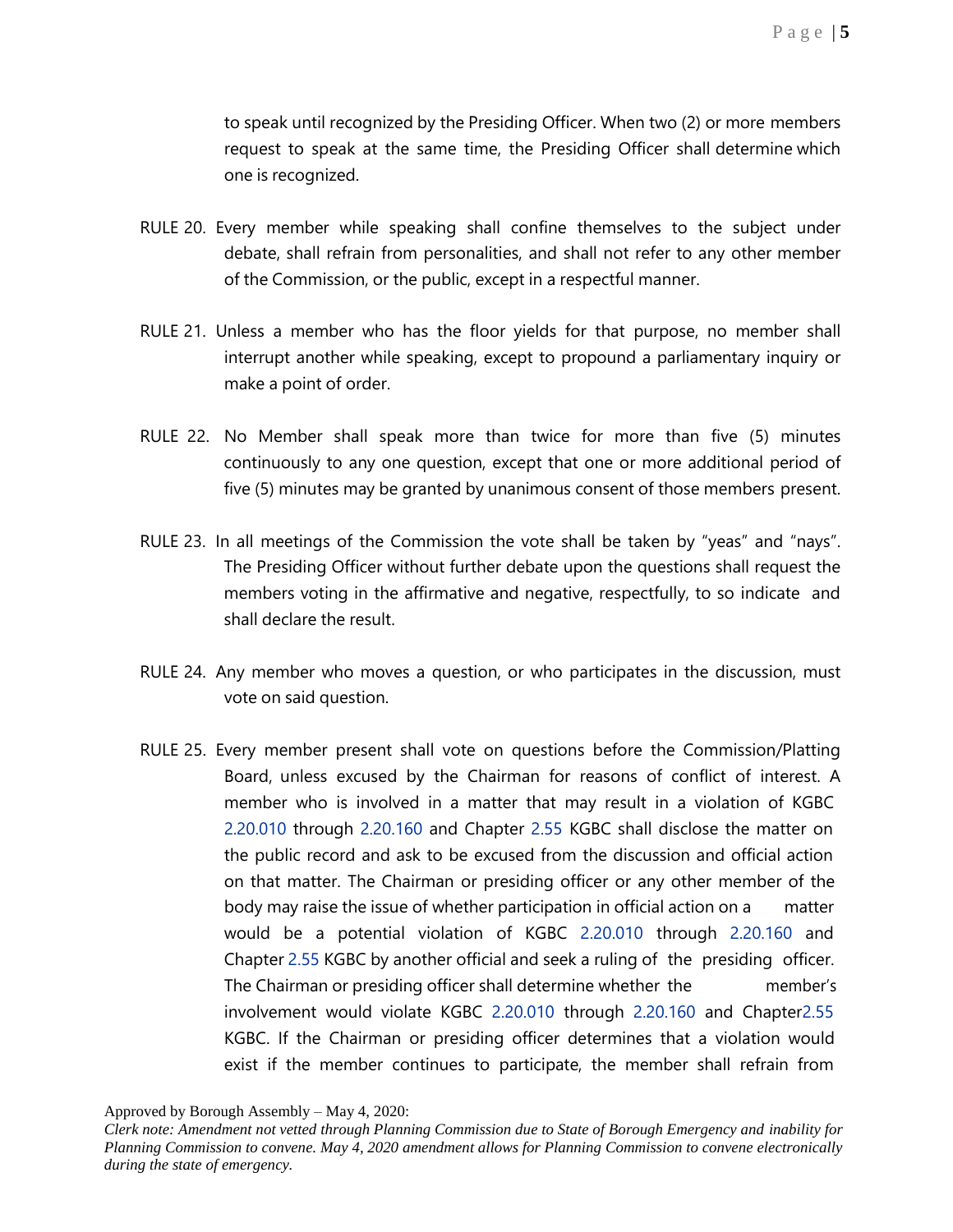to speak until recognized by the Presiding Officer. When two (2) or more members request to speak at the same time, the Presiding Officer shall determine which one is recognized.

RULE 20. Every member while speaking shall confine themselves to the subject under debate, shall refrain from personalities, and shall not refer to any other member of the Commission, or the public, except in a respectful manner.

RULE 21. Unless a member who has the floor yields for that purpose, no member shall interrupt another while speaking, except to propound a parliamentary inquiry or make a point of order.

RULE 22. No Member shall speak more than twice for more than five (5) minutes continuously to any one question, except that one or more additional period of five (5) minutes may be granted by unanimous consent of those members present.

RULE 23. In all meetings of the Commission the vote shall be taken by "yeas" and "nays". The Presiding Officer without further debate upon the questions shall request the members voting in the affirmative and negative, respectfully, to so indicate and shall declare the result.

RULE 24. Any member who moves a question, or who participates in the discussion, must vote on said question.

RULE 25. Every member present shall vote on questions before the Commission/Platting Board, unless excused by the Chairman for reasons of conflict of interest. A member who is involved in a matter that may result in a violation of KGBC 2.20.010 through 2.20.160 and Chapter 2.55 KGBC shall disclose the matter on the public record and ask to be excused from the discussion and official action on that matter. The Chairman or presiding officer or any other member of the body may raise the issue of whether participation in official action on a matter would be a potential violation of KGBC 2.20.010 through 2.20.160 and Chapter 2.55 KGBC by another official and seek a ruling of the presiding officer. The Chairman or presiding officer shall determine whether the member's involvement would violate KGBC 2.20.010 through 2.20.160 and Chapter2.55 KGBC. If the Chairman or presiding officer determines that a violation would exist if the member continues to participate, the member shall refrain from

Approved by Borough Assembly – May 4, 2020:

*Clerk note: Amendment not vetted through Planning Commission due to State of Borough Emergency and inability for Planning Commission to convene. May 4, 2020 amendment allows for Planning Commission to convene electronically during the state of emergency.*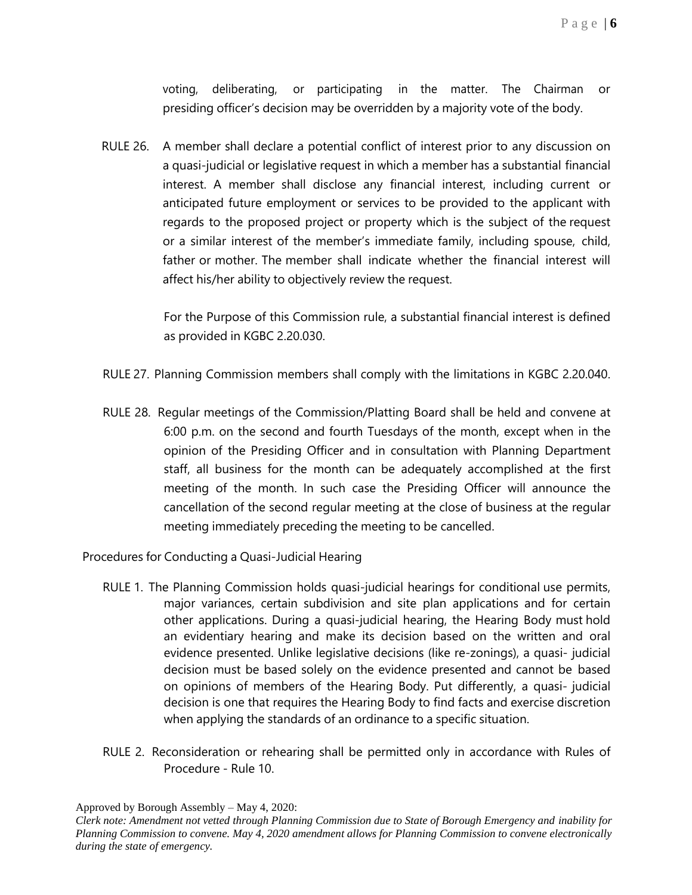voting, deliberating, or participating in the matter. The Chairman or presiding officer's decision may be overridden by a majority vote of the body.

RULE 26. A member shall declare a potential conflict of interest prior to any discussion on a quasi-judicial or legislative request in which a member has a substantial financial interest. A member shall disclose any financial interest, including current or anticipated future employment or services to be provided to the applicant with regards to the proposed project or property which is the subject of the request or a similar interest of the member's immediate family, including spouse, child, father or mother. The member shall indicate whether the financial interest will affect his/her ability to objectively review the request.

For the Purpose of this Commission rule, a substantial financial interest is defined as provided in KGBC 2.20.030.

RULE 27. Planning Commission members shall comply with the limitations in KGBC 2.20.040.

RULE 28. Regular meetings of the Commission/Platting Board shall be held and convene at 6:00 p.m. on the second and fourth Tuesdays of the month, except when in the opinion of the Presiding Officer and in consultation with Planning Department staff, all business for the month can be adequately accomplished at the first meeting of the month. In such case the Presiding Officer will announce the cancellation of the second regular meeting at the close of business at the regular meeting immediately preceding the meeting to be cancelled.

Procedures for Conducting a Quasi-Judicial Hearing

RULE 1. The Planning Commission holds quasi-judicial hearings for conditional use permits, major variances, certain subdivision and site plan applications and for certain other applications. During a quasi-judicial hearing, the Hearing Body must hold an evidentiary hearing and make its decision based on the written and oral evidence presented. Unlike legislative decisions (like re-zonings), a quasi- judicial decision must be based solely on the evidence presented and cannot be based on opinions of members of the Hearing Body. Put differently, a quasi- judicial decision is one that requires the Hearing Body to find facts and exercise discretion when applying the standards of an ordinance to a specific situation.

RULE 2. Reconsideration or rehearing shall be permitted only in accordance with Rules of Procedure - Rule 10.

Approved by Borough Assembly – May 4, 2020:
*Clerk note: Amendment not vetted through Planning Commission due to State of Borough Emergency and inability for Planning Commission to convene. May 4, 2020 amendment allows for Planning Commission to convene electronically during the state of emergency.*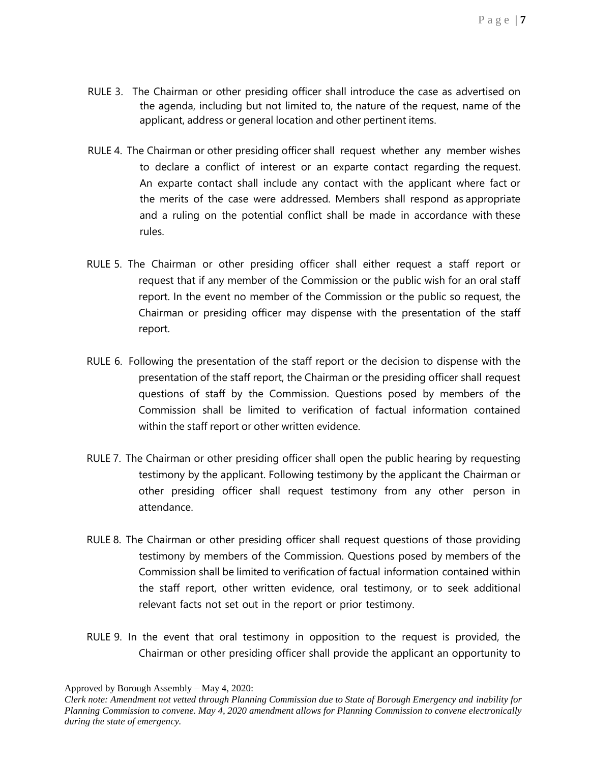RULE 3. The Chairman or other presiding officer shall introduce the case as advertised on the agenda, including but not limited to, the nature of the request, name of the applicant, address or general location and other pertinent items.

RULE 4. The Chairman or other presiding officer shall request whether any member wishes to declare a conflict of interest or an exparte contact regarding the request. An exparte contact shall include any contact with the applicant where fact or the merits of the case were addressed. Members shall respond as appropriate and a ruling on the potential conflict shall be made in accordance with these rules.

RULE 5. The Chairman or other presiding officer shall either request a staff report or request that if any member of the Commission or the public wish for an oral staff report. In the event no member of the Commission or the public so request, the Chairman or presiding officer may dispense with the presentation of the staff report.

RULE 6. Following the presentation of the staff report or the decision to dispense with the presentation of the staff report, the Chairman or the presiding officer shall request questions of staff by the Commission. Questions posed by members of the Commission shall be limited to verification of factual information contained within the staff report or other written evidence.

RULE 7. The Chairman or other presiding officer shall open the public hearing by requesting testimony by the applicant. Following testimony by the applicant the Chairman or other presiding officer shall request testimony from any other person in attendance.

RULE 8. The Chairman or other presiding officer shall request questions of those providing testimony by members of the Commission. Questions posed by members of the Commission shall be limited to verification of factual information contained within the staff report, other written evidence, oral testimony, or to seek additional relevant facts not set out in the report or prior testimony.

RULE 9. In the event that oral testimony in opposition to the request is provided, the Chairman or other presiding officer shall provide the applicant an opportunity to

Approved by Borough Assembly – May 4, 2020:

*Clerk note: Amendment not vetted through Planning Commission due to State of Borough Emergency and inability for Planning Commission to convene. May 4, 2020 amendment allows for Planning Commission to convene electronically during the state of emergency.*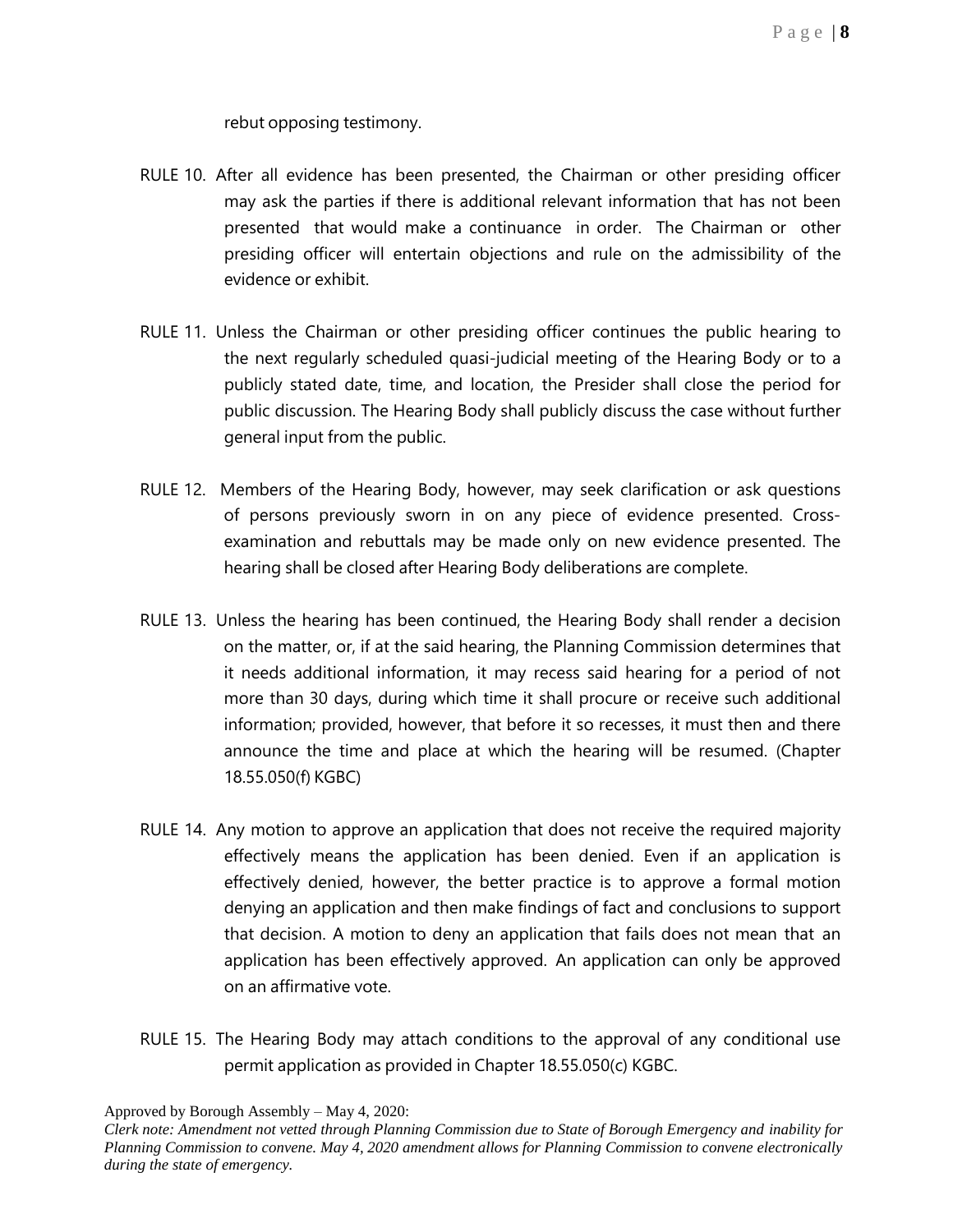rebut opposing testimony.

RULE 10. After all evidence has been presented, the Chairman or other presiding officer may ask the parties if there is additional relevant information that has not been presented that would make a continuance in order. The Chairman or other presiding officer will entertain objections and rule on the admissibility of the evidence or exhibit.

RULE 11. Unless the Chairman or other presiding officer continues the public hearing to the next regularly scheduled quasi-judicial meeting of the Hearing Body or to a publicly stated date, time, and location, the Presider shall close the period for public discussion. The Hearing Body shall publicly discuss the case without further general input from the public.

RULE 12. Members of the Hearing Body, however, may seek clarification or ask questions of persons previously sworn in on any piece of evidence presented. Cross-examination and rebuttals may be made only on new evidence presented. The hearing shall be closed after Hearing Body deliberations are complete.

RULE 13. Unless the hearing has been continued, the Hearing Body shall render a decision on the matter, or, if at the said hearing, the Planning Commission determines that it needs additional information, it may recess said hearing for a period of not more than 30 days, during which time it shall procure or receive such additional information; provided, however, that before it so recesses, it must then and there announce the time and place at which the hearing will be resumed. (Chapter 18.55.050(f) KGBC)

RULE 14. Any motion to approve an application that does not receive the required majority effectively means the application has been denied. Even if an application is effectively denied, however, the better practice is to approve a formal motion denying an application and then make findings of fact and conclusions to support that decision. A motion to deny an application that fails does not mean that an application has been effectively approved. An application can only be approved on an affirmative vote.

RULE 15. The Hearing Body may attach conditions to the approval of any conditional use permit application as provided in Chapter 18.55.050(c) KGBC.

Approved by Borough Assembly – May 4, 2020:
*Clerk note: Amendment not vetted through Planning Commission due to State of Borough Emergency and inability for Planning Commission to convene. May 4, 2020 amendment allows for Planning Commission to convene electronically during the state of emergency.*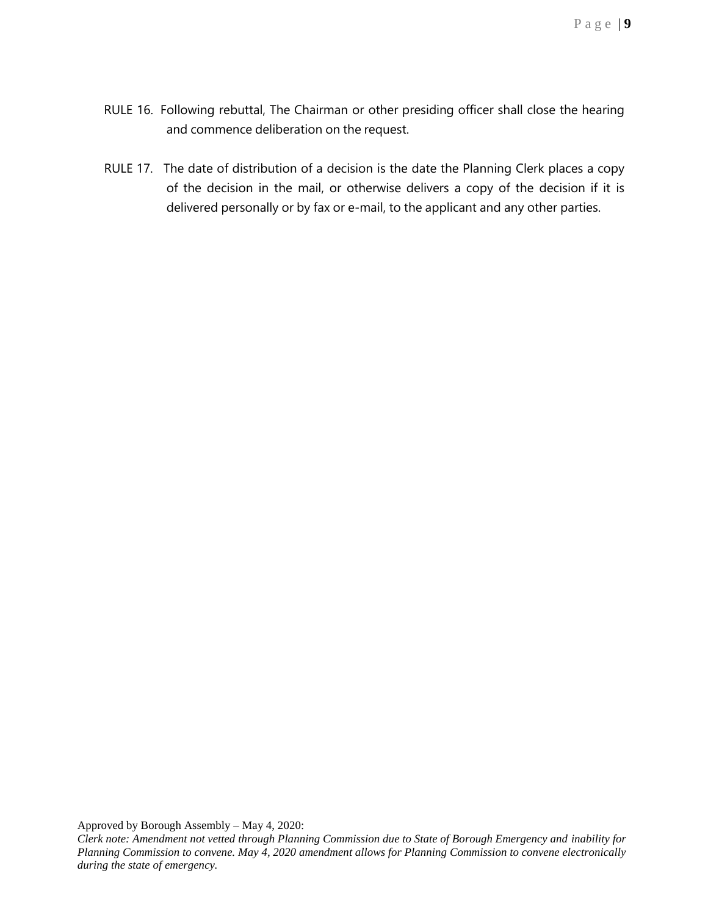RULE 16. Following rebuttal, The Chairman or other presiding officer shall close the hearing and commence deliberation on the request.

RULE 17. The date of distribution of a decision is the date the Planning Clerk places a copy of the decision in the mail, or otherwise delivers a copy of the decision if it is delivered personally or by fax or e-mail, to the applicant and any other parties.

Approved by Borough Assembly – May 4, 2020:

*Clerk note: Amendment not vetted through Planning Commission due to State of Borough Emergency and inability for Planning Commission to convene. May 4, 2020 amendment allows for Planning Commission to convene electronically during the state of emergency.*